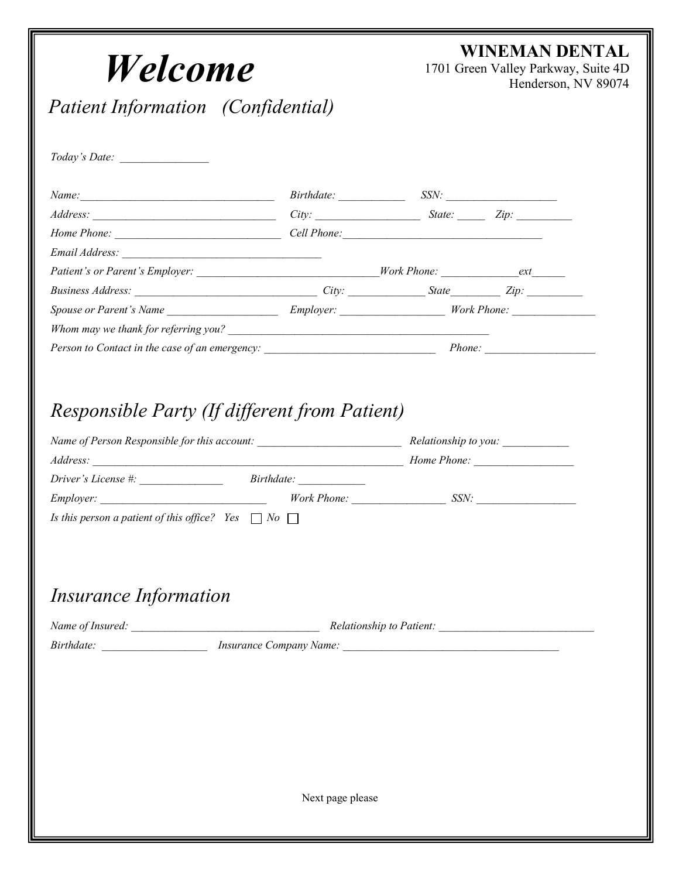# *Welcome*

**WINEMAN DENTAL**
1701 Green Valley Parkway, Suite 4D
Henderson, NV 89074

## *Patient Information (Confidential)*

*Today's Date:* ________________

*Name:* ___________________________________ *Birthdate:* ____________ *SSN:* ____________________

*Address:* _________________________________ *City:* ___________________ *State:* _____ *Zip:* __________

*Home Phone:* ______________________________ *Cell Phone:* _____________________________________

*Email Address:* ____________________________________

*Patient's or Parent's Employer:* _________________________________*Work Phone:* ______________*ext*______

*Business Address:* __________________________________ *City:* ______________ *State*_________ *Zip:* __________

*Spouse or Parent's Name* ____________________ *Employer:* ___________________ *Work Phone:* _______________

*Whom may we thank for referring you?* _________________________________________________

*Person to Contact in the case of an emergency:* _______________________________ *Phone:* ____________________

## *Responsible Party (If different from Patient)*

*Name of Person Responsible for this account:* __________________________ *Relationship to you:* ____________

*Address:* _______________________________________________________ *Home Phone:* __________________

*Driver's License #:* _______________ *Birthdate:* ____________

*Employer:* ______________________________ *Work Phone:* _________________ *SSN:* __________________

*Is this person a patient of this office?* *Yes* ☐ *No* ☐

## *Insurance Information*

*Name of Insured:* __________________________________ *Relationship to Patient:* ____________________________

*Birthdate:* ___________________ *Insurance Company Name:* _______________________________________

Next page please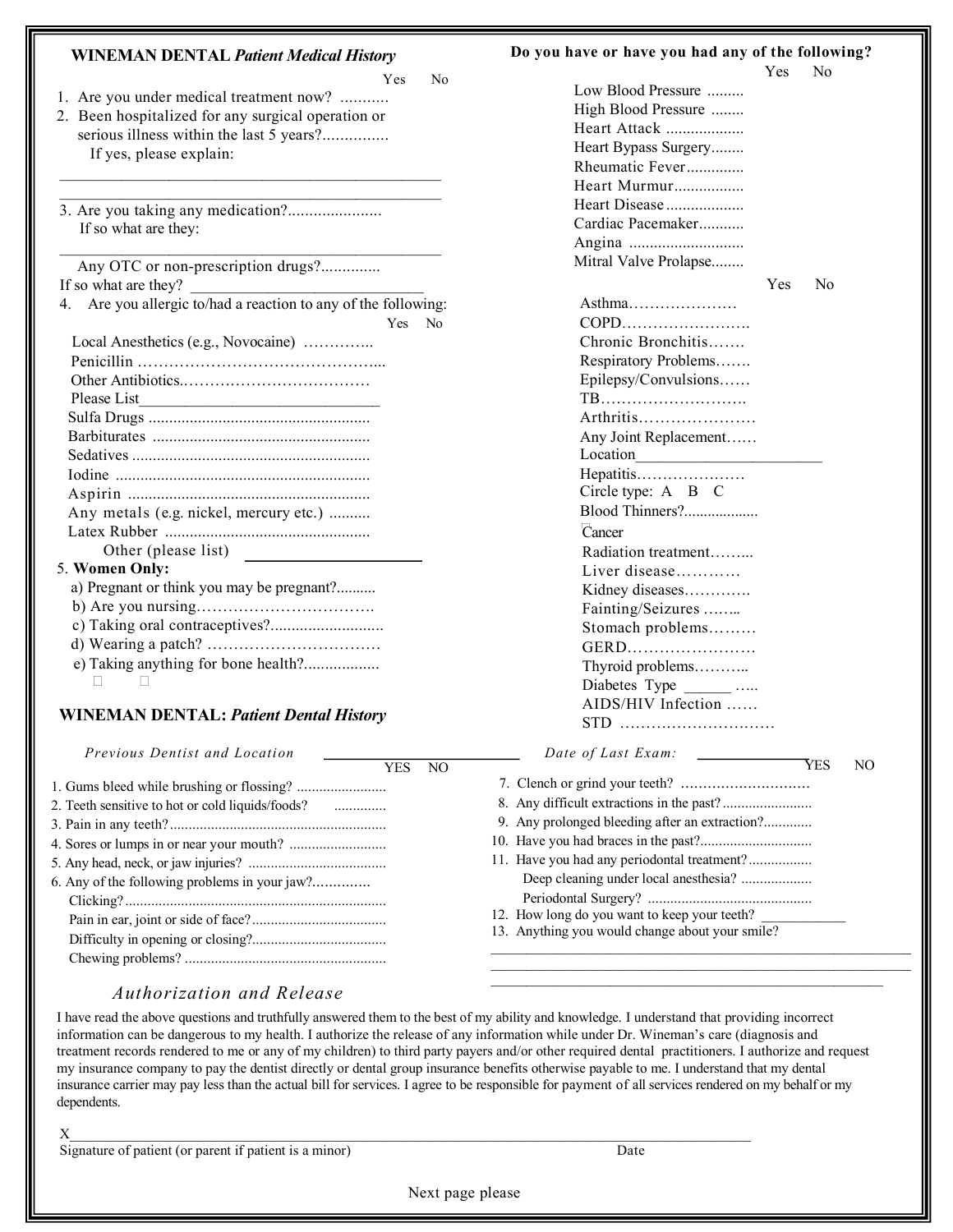## WINEMAN DENTAL *Patient Medical History*

| | Yes | No |
|---|---|---|
| 1. Are you under medical treatment now? ........... | | |
| 2. Been hospitalized for any surgical operation or serious illness within the last 5 years?............... | | |

If yes, please explain:

___

___

3. Are you taking any medication?......................

If so what are they:

___

Any OTC or non-prescription drugs?..............

If so what are they? ___

4. Are you allergic to/had a reaction to any of the following:

| | Yes | No |
|---|---|---|
| Local Anesthetics (e.g., Novocaine) ………….. | | |
| Penicillin ………………………………………... | | |
| Other Antibiotics.……………………………… | | |
| Please List___ | | |
| Sulfa Drugs ....................................................... | | |
| Barbiturates ..................................................... | | |
| Sedatives .......................................................... | | |
| Iodine .............................................................. | | |
| Aspirin ........................................................... | | |
| Any metals (e.g. nickel, mercury etc.) .......... | | |
| Latex Rubber .................................................. | | |
| Other (please list) ___ | | |

5. **Women Only:**

a) Pregnant or think you may be pregnant?..........
b) Are you nursing…………………………….
c) Taking oral contraceptives?...........................
d) Wearing a patch? ……………………………
e) Taking anything for bone health?..................

### Do you have or have you had any of the following?

| | Yes | No |
|---|---|---|
| Low Blood Pressure ......... | | |
| High Blood Pressure ........ | | |
| Heart Attack ................... | | |
| Heart Bypass Surgery........ | | |
| Rheumatic Fever.............. | | |
| Heart Murmur................. | | |
| Heart Disease ................... | | |
| Cardiac Pacemaker........... | | |
| Angina ............................ | | |
| Mitral Valve Prolapse........ | | |

| | Yes | No |
|---|---|---|
| Asthma………………… | | |
| COPD……………………. | | |
| Chronic Bronchitis……. | | |
| Respiratory Problems……. | | |
| Epilepsy/Convulsions…… | | |
| TB………………………. | | |
| Arthritis…………………. | | |
| Any Joint Replacement…… | | |
| Location___ | | |
| Hepatitis………………… | | |
| Circle type: A B C | | |
| Blood Thinners?.................. | | |
| Cancer | | |
| Radiation treatment……... | | |
| Liver disease………… | | |
| Kidney diseases…………. | | |
| Fainting/Seizures …….. | | |
| Stomach problems……… | | |
| GERD…………………… | | |
| Thyroid problems……….. | | |
| Diabetes Type ______ ….. | | |
| AIDS/HIV Infection …… | | |
| STD ………………………… | | |

## WINEMAN DENTAL: *Patient Dental History*

*Previous Dentist and Location* ___ *Date of Last Exam:* ___

| | YES | NO |
|---|---|---|
| 1. Gums bleed while brushing or flossing? ........................ | | |
| 2. Teeth sensitive to hot or cold liquids/foods? .............. | | |
| 3. Pain in any teeth?......................................................... | | |
| 4. Sores or lumps in or near your mouth? .......................... | | |
| 5. Any head, neck, or jaw injuries? .................................... | | |
| 6. Any of the following problems in your jaw?.............. | | |
| Clicking?...................................................................... | | |
| Pain in ear, joint or side of face?.................................. | | |
| Difficulty in opening or closing?................................... | | |
| Chewing problems? ..................................................... | | |

| | YES | NO |
|---|---|---|
| 7. Clench or grind your teeth? ………………………. | | |
| 8. Any difficult extractions in the past?........................ | | |
| 9. Any prolonged bleeding after an extraction?............. | | |
| 10. Have you had braces in the past?............................. | | |
| 11. Have you had any periodontal treatment?................. | | |
| Deep cleaning under local anesthesia? ................... | | |
| Periodontal Surgery? ............................................ | | |
| 12. How long do you want to keep your teeth? ____________ | | |
| 13. Anything you would change about your smile? | | |

___

___

___

### *Authorization and Release*

I have read the above questions and truthfully answered them to the best of my ability and knowledge. I understand that providing incorrect information can be dangerous to my health. I authorize the release of any information while under Dr. Wineman's care (diagnosis and treatment records rendered to me or any of my children) to third party payers and/or other required dental practitioners. I authorize and request my insurance company to pay the dentist directly or dental group insurance benefits otherwise payable to me. I understand that my dental insurance carrier may pay less than the actual bill for services. I agree to be responsible for payment of all services rendered on my behalf or my dependents.

X___

Signature of patient (or parent if patient is a minor) Date

Next page please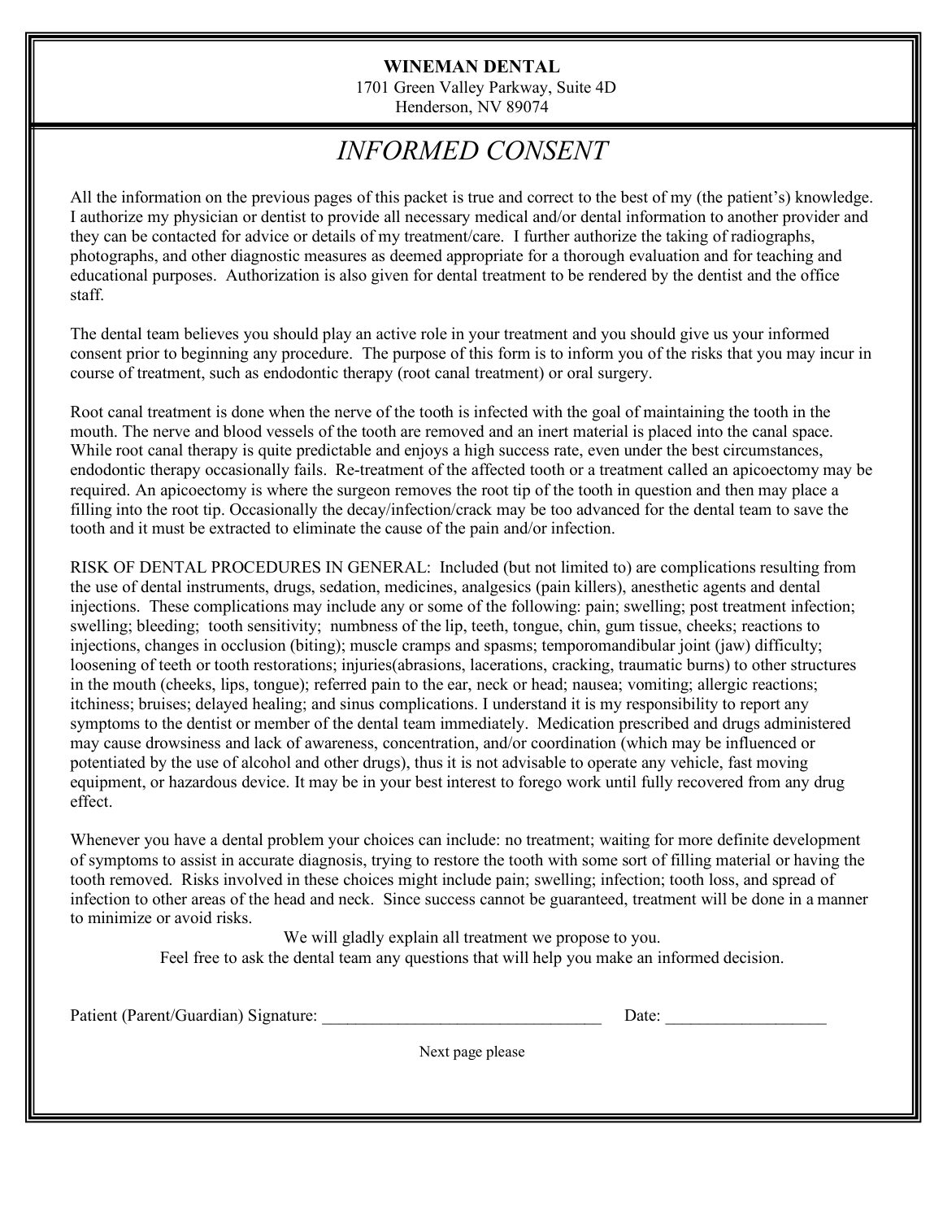**WINEMAN DENTAL**
1701 Green Valley Parkway, Suite 4D
Henderson, NV 89074

# *INFORMED CONSENT*

All the information on the previous pages of this packet is true and correct to the best of my (the patient's) knowledge. I authorize my physician or dentist to provide all necessary medical and/or dental information to another provider and they can be contacted for advice or details of my treatment/care. I further authorize the taking of radiographs, photographs, and other diagnostic measures as deemed appropriate for a thorough evaluation and for teaching and educational purposes. Authorization is also given for dental treatment to be rendered by the dentist and the office staff.

The dental team believes you should play an active role in your treatment and you should give us your informed consent prior to beginning any procedure. The purpose of this form is to inform you of the risks that you may incur in course of treatment, such as endodontic therapy (root canal treatment) or oral surgery.

Root canal treatment is done when the nerve of the tooth is infected with the goal of maintaining the tooth in the mouth. The nerve and blood vessels of the tooth are removed and an inert material is placed into the canal space. While root canal therapy is quite predictable and enjoys a high success rate, even under the best circumstances, endodontic therapy occasionally fails. Re-treatment of the affected tooth or a treatment called an apicoectomy may be required. An apicoectomy is where the surgeon removes the root tip of the tooth in question and then may place a filling into the root tip. Occasionally the decay/infection/crack may be too advanced for the dental team to save the tooth and it must be extracted to eliminate the cause of the pain and/or infection.

RISK OF DENTAL PROCEDURES IN GENERAL: Included (but not limited to) are complications resulting from the use of dental instruments, drugs, sedation, medicines, analgesics (pain killers), anesthetic agents and dental injections. These complications may include any or some of the following: pain; swelling; post treatment infection; swelling; bleeding; tooth sensitivity; numbness of the lip, teeth, tongue, chin, gum tissue, cheeks; reactions to injections, changes in occlusion (biting); muscle cramps and spasms; temporomandibular joint (jaw) difficulty; loosening of teeth or tooth restorations; injuries(abrasions, lacerations, cracking, traumatic burns) to other structures in the mouth (cheeks, lips, tongue); referred pain to the ear, neck or head; nausea; vomiting; allergic reactions; itchiness; bruises; delayed healing; and sinus complications. I understand it is my responsibility to report any symptoms to the dentist or member of the dental team immediately. Medication prescribed and drugs administered may cause drowsiness and lack of awareness, concentration, and/or coordination (which may be influenced or potentiated by the use of alcohol and other drugs), thus it is not advisable to operate any vehicle, fast moving equipment, or hazardous device. It may be in your best interest to forego work until fully recovered from any drug effect.

Whenever you have a dental problem your choices can include: no treatment; waiting for more definite development of symptoms to assist in accurate diagnosis, trying to restore the tooth with some sort of filling material or having the tooth removed. Risks involved in these choices might include pain; swelling; infection; tooth loss, and spread of infection to other areas of the head and neck. Since success cannot be guaranteed, treatment will be done in a manner to minimize or avoid risks.

We will gladly explain all treatment we propose to you.
Feel free to ask the dental team any questions that will help you make an informed decision.

Patient (Parent/Guardian) Signature: ________________________________ Date: __________________

Next page please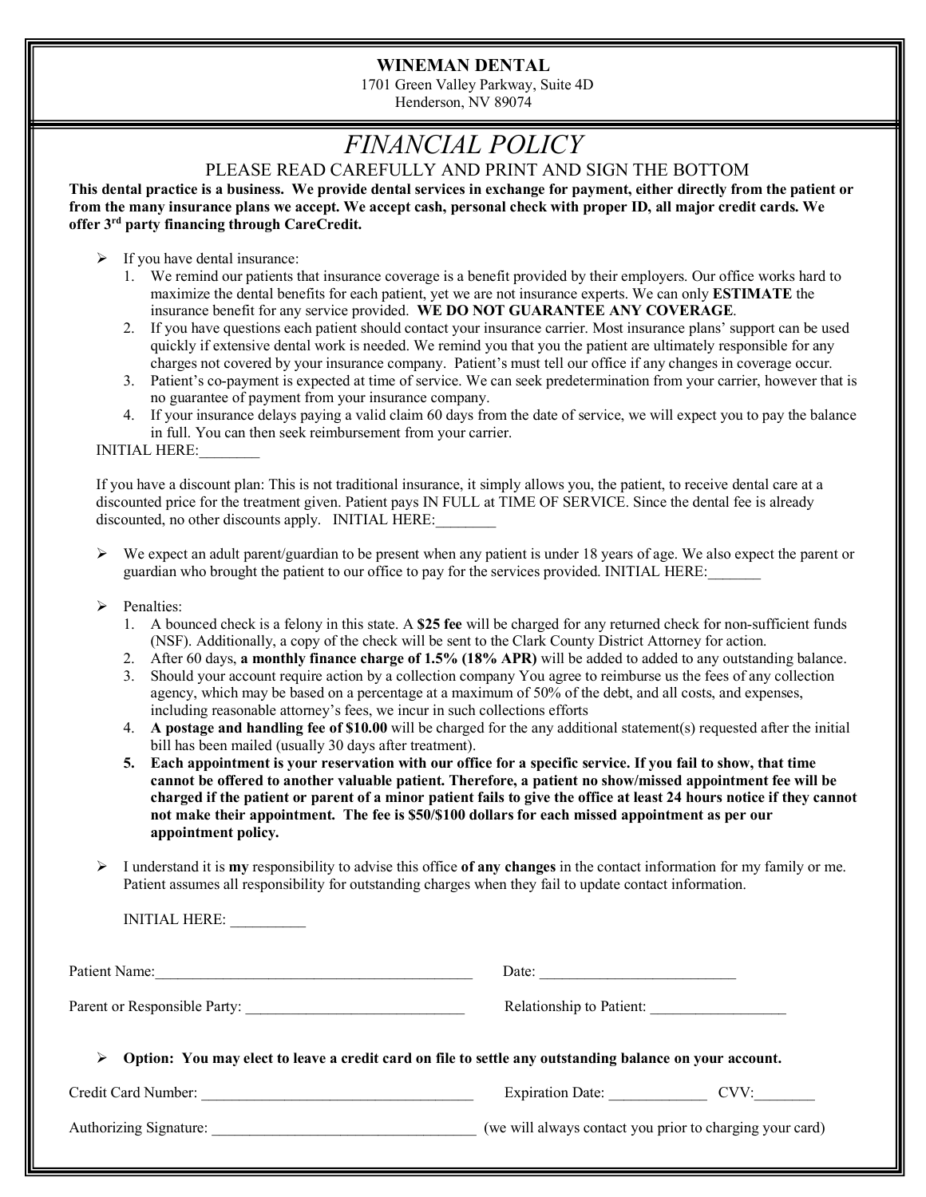**WINEMAN DENTAL**
1701 Green Valley Parkway, Suite 4D
Henderson, NV 89074

# *FINANCIAL POLICY*

PLEASE READ CAREFULLY AND PRINT AND SIGN THE BOTTOM

**This dental practice is a business. We provide dental services in exchange for payment, either directly from the patient or from the many insurance plans we accept. We accept cash, personal check with proper ID, all major credit cards. We offer 3rd party financing through CareCredit.**

- If you have dental insurance:
  1. We remind our patients that insurance coverage is a benefit provided by their employers. Our office works hard to maximize the dental benefits for each patient, yet we are not insurance experts. We can only **ESTIMATE** the insurance benefit for any service provided. **WE DO NOT GUARANTEE ANY COVERAGE**.
  2. If you have questions each patient should contact your insurance carrier. Most insurance plans' support can be used quickly if extensive dental work is needed. We remind you that you the patient are ultimately responsible for any charges not covered by your insurance company. Patient's must tell our office if any changes in coverage occur.
  3. Patient's co-payment is expected at time of service. We can seek predetermination from your carrier, however that is no guarantee of payment from your insurance company.
  4. If your insurance delays paying a valid claim 60 days from the date of service, we will expect you to pay the balance in full. You can then seek reimbursement from your carrier.

INITIAL HERE:________

If you have a discount plan: This is not traditional insurance, it simply allows you, the patient, to receive dental care at a discounted price for the treatment given. Patient pays IN FULL at TIME OF SERVICE. Since the dental fee is already discounted, no other discounts apply. INITIAL HERE:________

- We expect an adult parent/guardian to be present when any patient is under 18 years of age. We also expect the parent or guardian who brought the patient to our office to pay for the services provided. INITIAL HERE:_______

- Penalties:
  1. A bounced check is a felony in this state. A **$25 fee** will be charged for any returned check for non-sufficient funds (NSF). Additionally, a copy of the check will be sent to the Clark County District Attorney for action.
  2. After 60 days, **a monthly finance charge of 1.5% (18% APR)** will be added to added to any outstanding balance.
  3. Should your account require action by a collection company You agree to reimburse us the fees of any collection agency, which may be based on a percentage at a maximum of 50% of the debt, and all costs, and expenses, including reasonable attorney's fees, we incur in such collections efforts
  4. **A postage and handling fee of $10.00** will be charged for the any additional statement(s) requested after the initial bill has been mailed (usually 30 days after treatment).
  5. **Each appointment is your reservation with our office for a specific service. If you fail to show, that time cannot be offered to another valuable patient. Therefore, a patient no show/missed appointment fee will be charged if the patient or parent of a minor patient fails to give the office at least 24 hours notice if they cannot not make their appointment. The fee is $50/$100 dollars for each missed appointment as per our appointment policy.**

- I understand it is **my** responsibility to advise this office **of any changes** in the contact information for my family or me. Patient assumes all responsibility for outstanding charges when they fail to update contact information.

  INITIAL HERE: __________

Patient Name:___________________________________________ Date: __________________________

Parent or Responsible Party: _____________________________ Relationship to Patient: _________________

- **Option: You may elect to leave a credit card on file to settle any outstanding balance on your account.**

Credit Card Number: ____________________________________ Expiration Date: _____________ CVV:________

Authorizing Signature: ___________________________________ (we will always contact you prior to charging your card)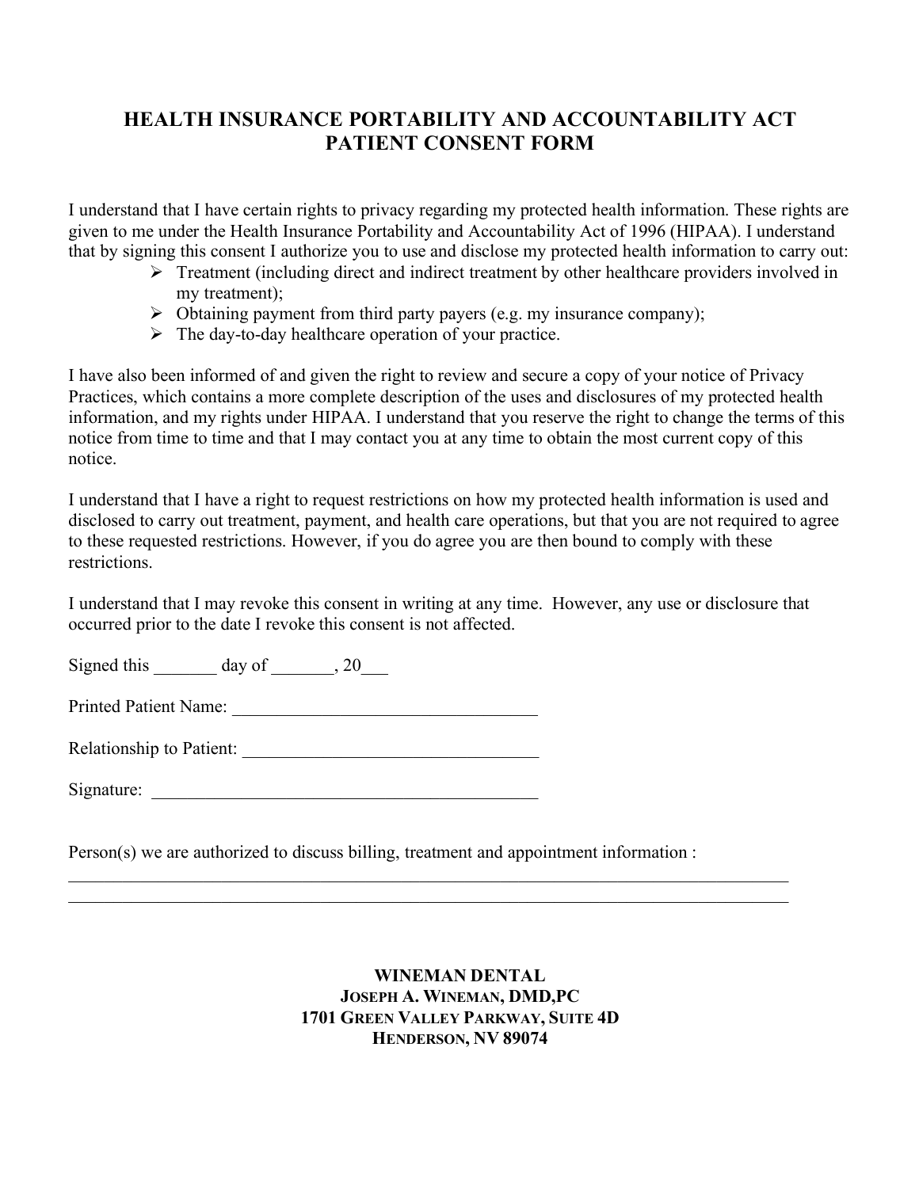# HEALTH INSURANCE PORTABILITY AND ACCOUNTABILITY ACT PATIENT CONSENT FORM

I understand that I have certain rights to privacy regarding my protected health information. These rights are given to me under the Health Insurance Portability and Accountability Act of 1996 (HIPAA). I understand that by signing this consent I authorize you to use and disclose my protected health information to carry out:

- Treatment (including direct and indirect treatment by other healthcare providers involved in my treatment);
- Obtaining payment from third party payers (e.g. my insurance company);
- The day-to-day healthcare operation of your practice.

I have also been informed of and given the right to review and secure a copy of your notice of Privacy Practices, which contains a more complete description of the uses and disclosures of my protected health information, and my rights under HIPAA. I understand that you reserve the right to change the terms of this notice from time to time and that I may contact you at any time to obtain the most current copy of this notice.

I understand that I have a right to request restrictions on how my protected health information is used and disclosed to carry out treatment, payment, and health care operations, but that you are not required to agree to these requested restrictions. However, if you do agree you are then bound to comply with these restrictions.

I understand that I may revoke this consent in writing at any time. However, any use or disclosure that occurred prior to the date I revoke this consent is not affected.

Signed this _______ day of _______, 20___

Printed Patient Name: _________________________________

Relationship to Patient: _________________________________

Signature: ___________________________________________

Person(s) we are authorized to discuss billing, treatment and appointment information :

___________________________________________________________________________________

___________________________________________________________________________________

**WINEMAN DENTAL**
**JOSEPH A. WINEMAN, DMD,PC**
**1701 GREEN VALLEY PARKWAY, SUITE 4D**
**HENDERSON, NV 89074**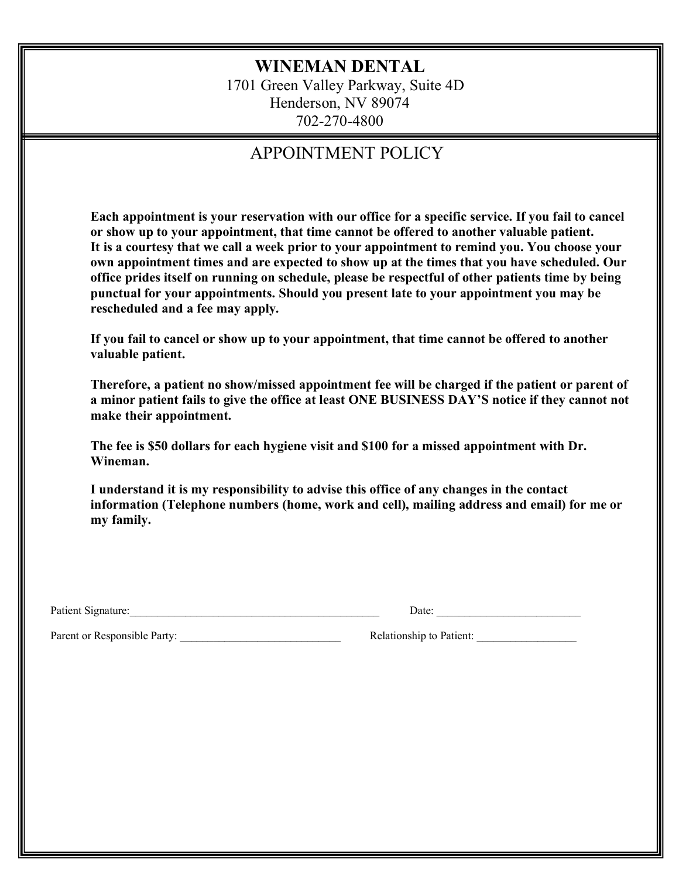# WINEMAN DENTAL

1701 Green Valley Parkway, Suite 4D
Henderson, NV 89074
702-270-4800

## APPOINTMENT POLICY

**Each appointment is your reservation with our office for a specific service. If you fail to cancel or show up to your appointment, that time cannot be offered to another valuable patient. It is a courtesy that we call a week prior to your appointment to remind you. You choose your own appointment times and are expected to show up at the times that you have scheduled. Our office prides itself on running on schedule, please be respectful of other patients time by being punctual for your appointments. Should you present late to your appointment you may be rescheduled and a fee may apply.**

**If you fail to cancel or show up to your appointment, that time cannot be offered to another valuable patient.**

**Therefore, a patient no show/missed appointment fee will be charged if the patient or parent of a minor patient fails to give the office at least ONE BUSINESS DAY'S notice if they cannot not make their appointment.**

**The fee is $50 dollars for each hygiene visit and $100 for a missed appointment with Dr. Wineman.**

**I understand it is my responsibility to advise this office of any changes in the contact information (Telephone numbers (home, work and cell), mailing address and email) for me or my family.**

Patient Signature:_____________________________________________ Date: __________________________

Parent or Responsible Party: _____________________________ Relationship to Patient: __________________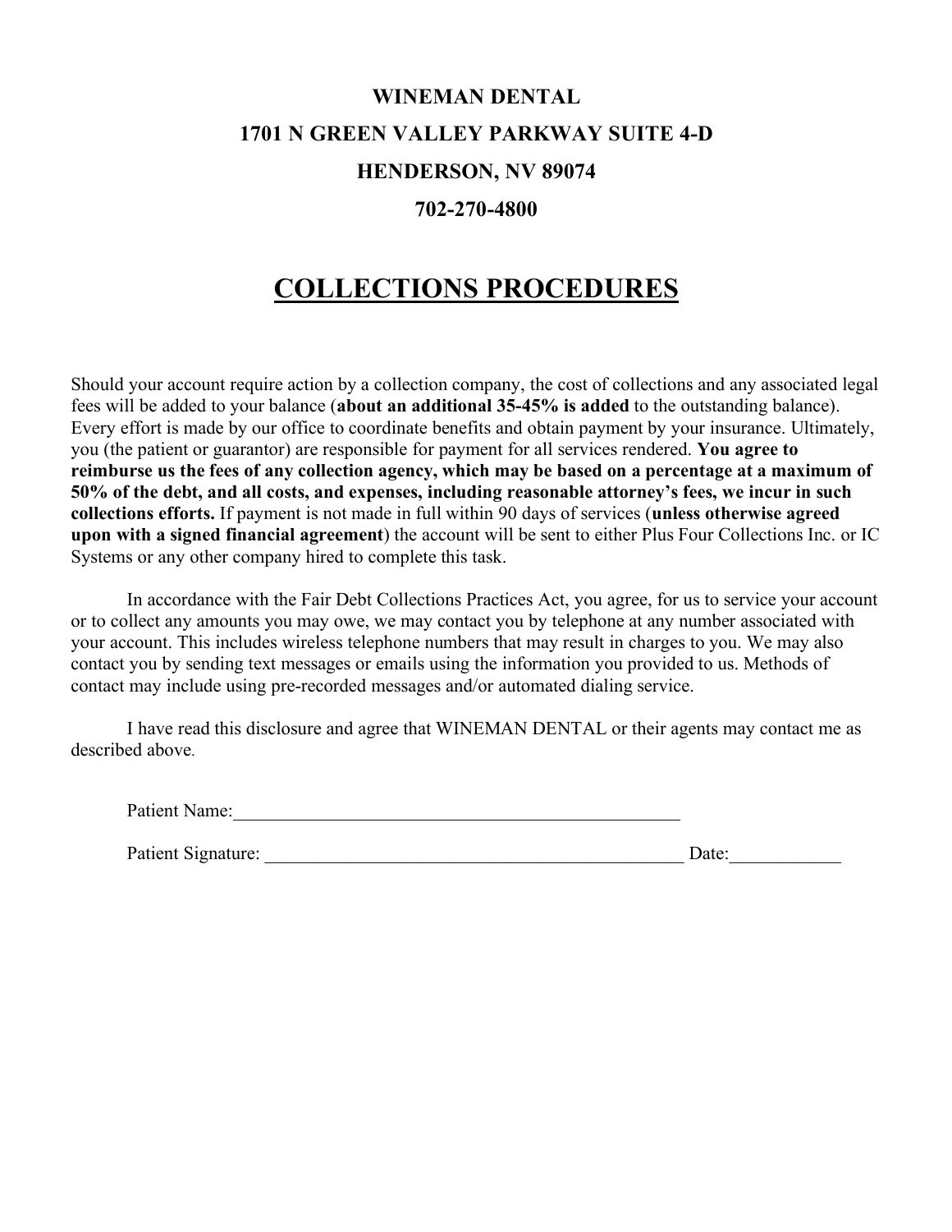**WINEMAN DENTAL**

**1701 N GREEN VALLEY PARKWAY SUITE 4-D**

**HENDERSON, NV 89074**

**702-270-4800**

# COLLECTIONS PROCEDURES

Should your account require action by a collection company, the cost of collections and any associated legal fees will be added to your balance (**about an additional 35-45% is added** to the outstanding balance). Every effort is made by our office to coordinate benefits and obtain payment by your insurance. Ultimately, you (the patient or guarantor) are responsible for payment for all services rendered. **You agree to reimburse us the fees of any collection agency, which may be based on a percentage at a maximum of 50% of the debt, and all costs, and expenses, including reasonable attorney's fees, we incur in such collections efforts.** If payment is not made in full within 90 days of services (**unless otherwise agreed upon with a signed financial agreement**) the account will be sent to either Plus Four Collections Inc. or IC Systems or any other company hired to complete this task.

In accordance with the Fair Debt Collections Practices Act, you agree, for us to service your account or to collect any amounts you may owe, we may contact you by telephone at any number associated with your account. This includes wireless telephone numbers that may result in charges to you. We may also contact you by sending text messages or emails using the information you provided to us. Methods of contact may include using pre-recorded messages and/or automated dialing service.

I have read this disclosure and agree that WINEMAN DENTAL or their agents may contact me as described above.

Patient Name:______________________________________________

Patient Signature: ____________________________________________ Date:____________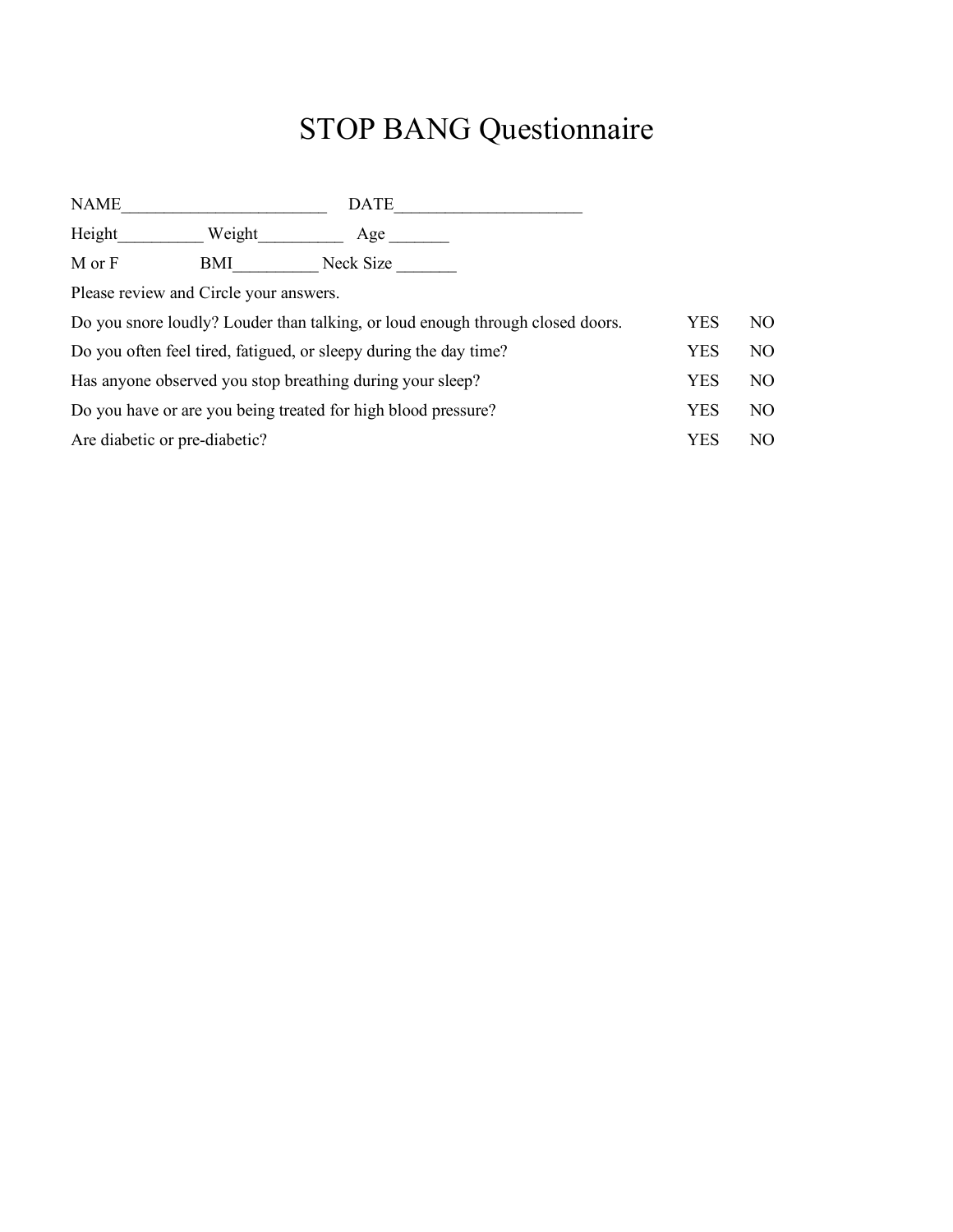# STOP BANG Questionnaire

NAME________________________ DATE_____________________

Height__________ Weight__________ Age _______

M or F BMI__________ Neck Size _______

Please review and Circle your answers.

| | | |
|---|---|---|
| Do you snore loudly? Louder than talking, or loud enough through closed doors. | YES | NO |
| Do you often feel tired, fatigued, or sleepy during the day time? | YES | NO |
| Has anyone observed you stop breathing during your sleep? | YES | NO |
| Do you have or are you being treated for high blood pressure? | YES | NO |
| Are diabetic or pre-diabetic? | YES | NO |